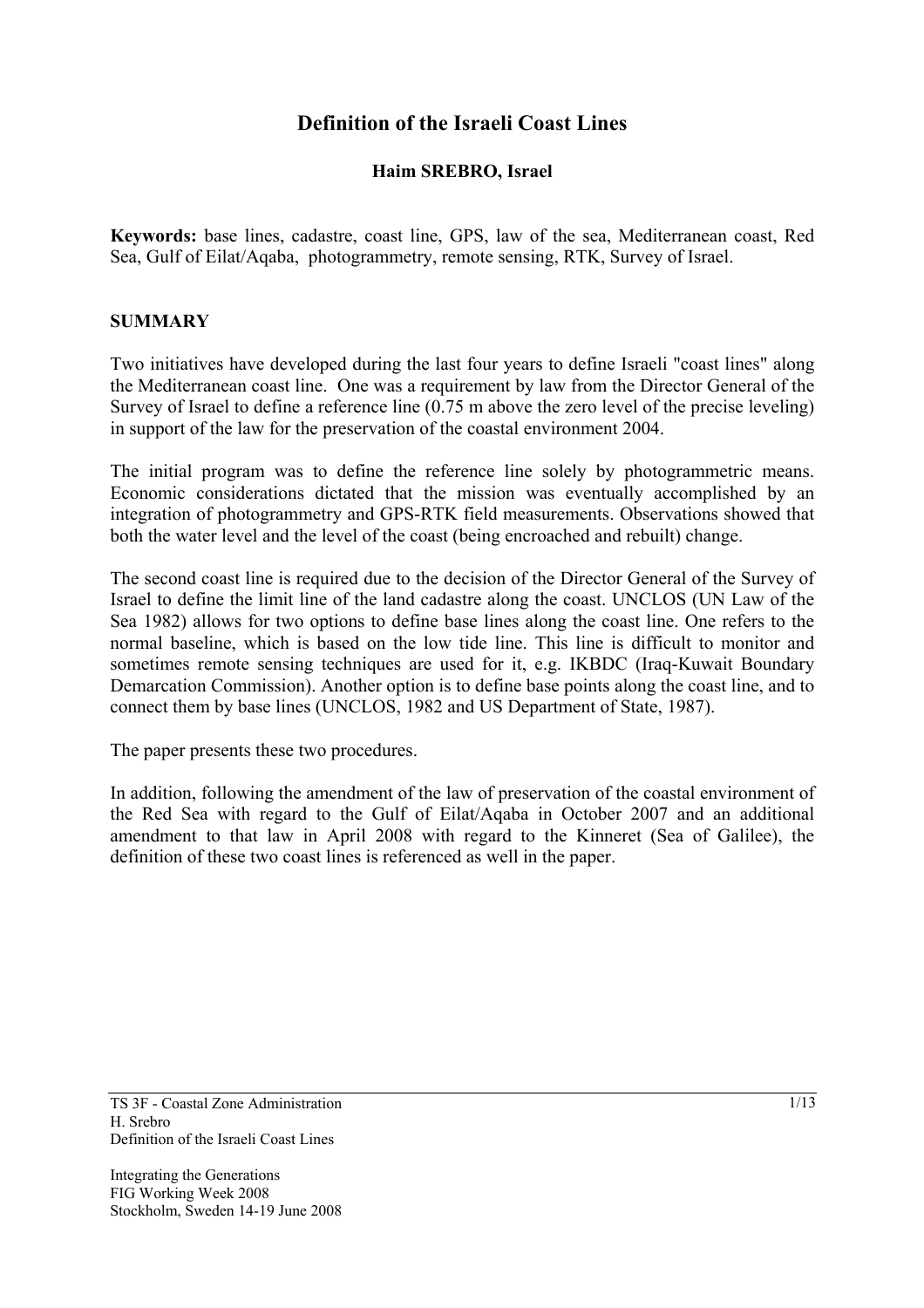# Definition of the Israeli Coast Lines

**Haim SREBRO, Israel**

**Keywords:** base lines, cadastre, coast line, GPS, law of the sea, Mediterranean coast, Red Sea, Gulf of Eilat/Aqaba, photogrammetry, remote sensing, RTK, Survey of Israel.

## SUMMARY

Two initiatives have developed during the last four years to define Israeli "coast lines" along the Mediterranean coast line. One was a requirement by law from the Director General of the Survey of Israel to define a reference line (0.75 m above the zero level of the precise leveling) in support of the law for the preservation of the coastal environment 2004.

The initial program was to define the reference line solely by photogrammetric means. Economic considerations dictated that the mission was eventually accomplished by an integration of photogrammetry and GPS-RTK field measurements. Observations showed that both the water level and the level of the coast (being encroached and rebuilt) change.

The second coast line is required due to the decision of the Director General of the Survey of Israel to define the limit line of the land cadastre along the coast. UNCLOS (UN Law of the Sea 1982) allows for two options to define base lines along the coast line. One refers to the normal baseline, which is based on the low tide line. This line is difficult to monitor and sometimes remote sensing techniques are used for it, e.g. IKBDC (Iraq-Kuwait Boundary Demarcation Commission). Another option is to define base points along the coast line, and to connect them by base lines (UNCLOS, 1982 and US Department of State, 1987).

The paper presents these two procedures.

In addition, following the amendment of the law of preservation of the coastal environment of the Red Sea with regard to the Gulf of Eilat/Aqaba in October 2007 and an additional amendment to that law in April 2008 with regard to the Kinneret (Sea of Galilee), the definition of these two coast lines is referenced as well in the paper.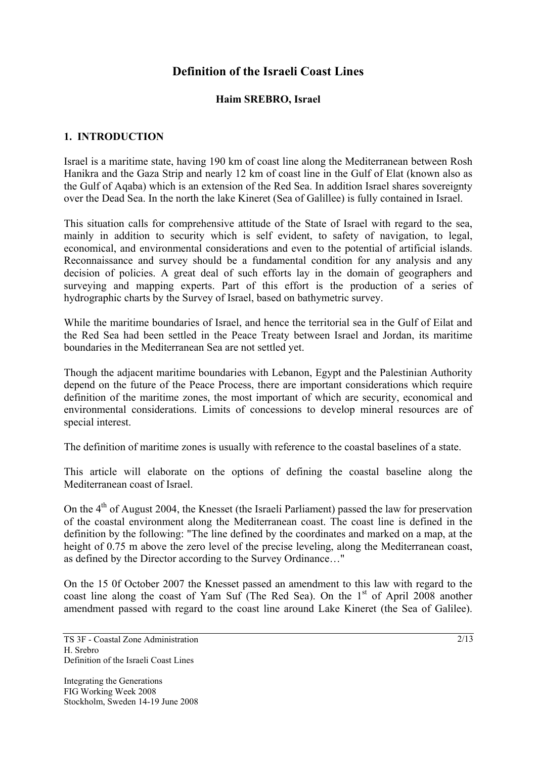# Definition of the Israeli Coast Lines

**Haim SREBRO, Israel**

## 1. INTRODUCTION

Israel is a maritime state, having 190 km of coast line along the Mediterranean between Rosh Hanikra and the Gaza Strip and nearly 12 km of coast line in the Gulf of Elat (known also as the Gulf of Aqaba) which is an extension of the Red Sea. In addition Israel shares sovereignty over the Dead Sea. In the north the lake Kineret (Sea of Galillee) is fully contained in Israel.

This situation calls for comprehensive attitude of the State of Israel with regard to the sea, mainly in addition to security which is self evident, to safety of navigation, to legal, economical, and environmental considerations and even to the potential of artificial islands. Reconnaissance and survey should be a fundamental condition for any analysis and any decision of policies. A great deal of such efforts lay in the domain of geographers and surveying and mapping experts. Part of this effort is the production of a series of hydrographic charts by the Survey of Israel, based on bathymetric survey.

While the maritime boundaries of Israel, and hence the territorial sea in the Gulf of Eilat and the Red Sea had been settled in the Peace Treaty between Israel and Jordan, its maritime boundaries in the Mediterranean Sea are not settled yet.

Though the adjacent maritime boundaries with Lebanon, Egypt and the Palestinian Authority depend on the future of the Peace Process, there are important considerations which require definition of the maritime zones, the most important of which are security, economical and environmental considerations. Limits of concessions to develop mineral resources are of special interest.

The definition of maritime zones is usually with reference to the coastal baselines of a state.

This article will elaborate on the options of defining the coastal baseline along the Mediterranean coast of Israel.

On the 4th of August 2004, the Knesset (the Israeli Parliament) passed the law for preservation of the coastal environment along the Mediterranean coast. The coast line is defined in the definition by the following: "The line defined by the coordinates and marked on a map, at the height of 0.75 m above the zero level of the precise leveling, along the Mediterranean coast, as defined by the Director according to the Survey Ordinance…"

On the 15 0f October 2007 the Knesset passed an amendment to this law with regard to the coast line along the coast of Yam Suf (The Red Sea). On the 1st of April 2008 another amendment passed with regard to the coast line around Lake Kineret (the Sea of Galilee).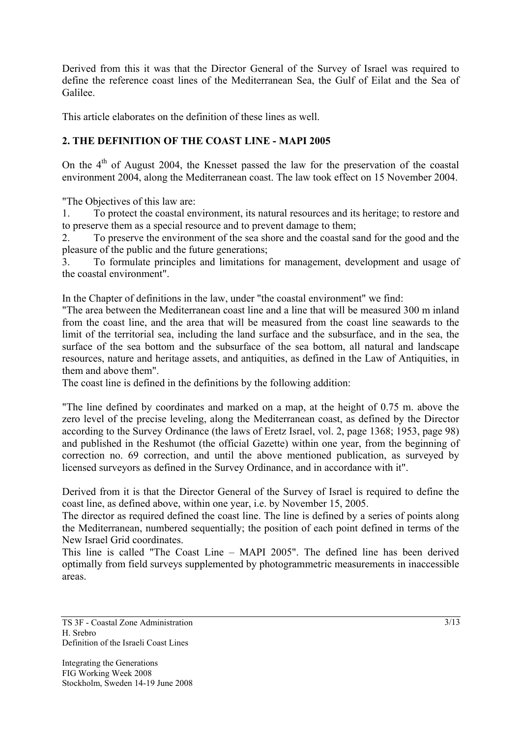Derived from this it was that the Director General of the Survey of Israel was required to define the reference coast lines of the Mediterranean Sea, the Gulf of Eilat and the Sea of Galilee.

This article elaborates on the definition of these lines as well.

## 2. THE DEFINITION OF THE COAST LINE - MAPI 2005

On the 4th of August 2004, the Knesset passed the law for the preservation of the coastal environment 2004, along the Mediterranean coast. The law took effect on 15 November 2004.

"The Objectives of this law are:

1. To protect the coastal environment, its natural resources and its heritage; to restore and to preserve them as a special resource and to prevent damage to them;
2. To preserve the environment of the sea shore and the coastal sand for the good and the pleasure of the public and the future generations;
3. To formulate principles and limitations for management, development and usage of the coastal environment".

In the Chapter of definitions in the law, under "the coastal environment" we find:

"The area between the Mediterranean coast line and a line that will be measured 300 m inland from the coast line, and the area that will be measured from the coast line seawards to the limit of the territorial sea, including the land surface and the subsurface, and in the sea, the surface of the sea bottom and the subsurface of the sea bottom, all natural and landscape resources, nature and heritage assets, and antiquities, as defined in the Law of Antiquities, in them and above them".

The coast line is defined in the definitions by the following addition:

"The line defined by coordinates and marked on a map, at the height of 0.75 m. above the zero level of the precise leveling, along the Mediterranean coast, as defined by the Director according to the Survey Ordinance (the laws of Eretz Israel, vol. 2, page 1368; 1953, page 98) and published in the Reshumot (the official Gazette) within one year, from the beginning of correction no. 69 correction, and until the above mentioned publication, as surveyed by licensed surveyors as defined in the Survey Ordinance, and in accordance with it".

Derived from it is that the Director General of the Survey of Israel is required to define the coast line, as defined above, within one year, i.e. by November 15, 2005.

The director as required defined the coast line. The line is defined by a series of points along the Mediterranean, numbered sequentially; the position of each point defined in terms of the New Israel Grid coordinates.

This line is called "The Coast Line – MAPI 2005". The defined line has been derived optimally from field surveys supplemented by photogrammetric measurements in inaccessible areas.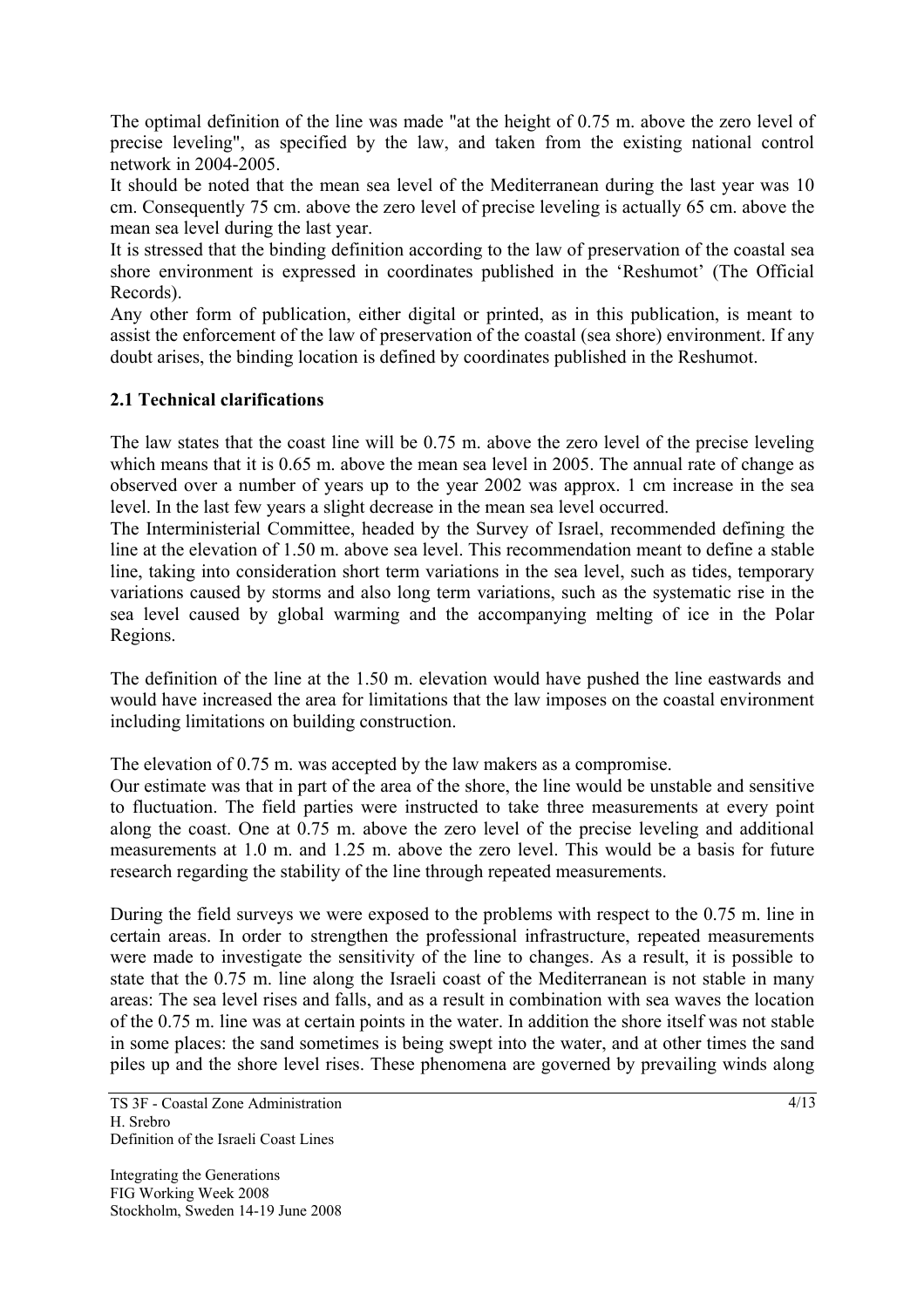The optimal definition of the line was made "at the height of 0.75 m. above the zero level of precise leveling", as specified by the law, and taken from the existing national control network in 2004-2005.

It should be noted that the mean sea level of the Mediterranean during the last year was 10 cm. Consequently 75 cm. above the zero level of precise leveling is actually 65 cm. above the mean sea level during the last year.

It is stressed that the binding definition according to the law of preservation of the coastal sea shore environment is expressed in coordinates published in the 'Reshumot' (The Official Records).

Any other form of publication, either digital or printed, as in this publication, is meant to assist the enforcement of the law of preservation of the coastal (sea shore) environment. If any doubt arises, the binding location is defined by coordinates published in the Reshumot.

## 2.1 Technical clarifications

The law states that the coast line will be 0.75 m. above the zero level of the precise leveling which means that it is 0.65 m. above the mean sea level in 2005. The annual rate of change as observed over a number of years up to the year 2002 was approx. 1 cm increase in the sea level. In the last few years a slight decrease in the mean sea level occurred.

The Interministerial Committee, headed by the Survey of Israel, recommended defining the line at the elevation of 1.50 m. above sea level. This recommendation meant to define a stable line, taking into consideration short term variations in the sea level, such as tides, temporary variations caused by storms and also long term variations, such as the systematic rise in the sea level caused by global warming and the accompanying melting of ice in the Polar Regions.

The definition of the line at the 1.50 m. elevation would have pushed the line eastwards and would have increased the area for limitations that the law imposes on the coastal environment including limitations on building construction.

The elevation of 0.75 m. was accepted by the law makers as a compromise.

Our estimate was that in part of the area of the shore, the line would be unstable and sensitive to fluctuation. The field parties were instructed to take three measurements at every point along the coast. One at 0.75 m. above the zero level of the precise leveling and additional measurements at 1.0 m. and 1.25 m. above the zero level. This would be a basis for future research regarding the stability of the line through repeated measurements.

During the field surveys we were exposed to the problems with respect to the 0.75 m. line in certain areas. In order to strengthen the professional infrastructure, repeated measurements were made to investigate the sensitivity of the line to changes. As a result, it is possible to state that the 0.75 m. line along the Israeli coast of the Mediterranean is not stable in many areas: The sea level rises and falls, and as a result in combination with sea waves the location of the 0.75 m. line was at certain points in the water. In addition the shore itself was not stable in some places: the sand sometimes is being swept into the water, and at other times the sand piles up and the shore level rises. These phenomena are governed by prevailing winds along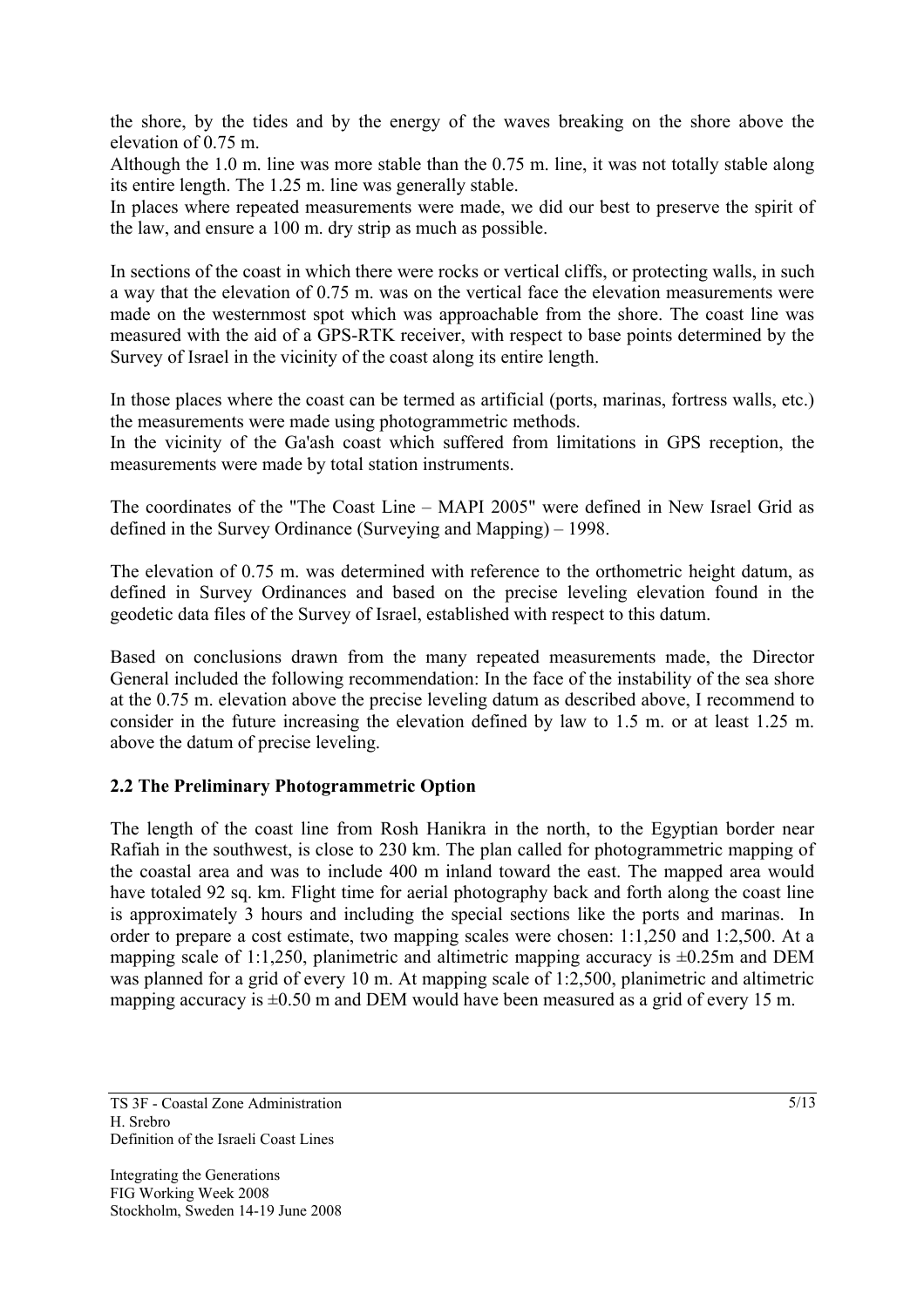the shore, by the tides and by the energy of the waves breaking on the shore above the elevation of 0.75 m.

Although the 1.0 m. line was more stable than the 0.75 m. line, it was not totally stable along its entire length. The 1.25 m. line was generally stable.

In places where repeated measurements were made, we did our best to preserve the spirit of the law, and ensure a 100 m. dry strip as much as possible.

In sections of the coast in which there were rocks or vertical cliffs, or protecting walls, in such a way that the elevation of 0.75 m. was on the vertical face the elevation measurements were made on the westernmost spot which was approachable from the shore. The coast line was measured with the aid of a GPS-RTK receiver, with respect to base points determined by the Survey of Israel in the vicinity of the coast along its entire length.

In those places where the coast can be termed as artificial (ports, marinas, fortress walls, etc.) the measurements were made using photogrammetric methods.

In the vicinity of the Ga'ash coast which suffered from limitations in GPS reception, the measurements were made by total station instruments.

The coordinates of the "The Coast Line – MAPI 2005" were defined in New Israel Grid as defined in the Survey Ordinance (Surveying and Mapping) – 1998.

The elevation of 0.75 m. was determined with reference to the orthometric height datum, as defined in Survey Ordinances and based on the precise leveling elevation found in the geodetic data files of the Survey of Israel, established with respect to this datum.

Based on conclusions drawn from the many repeated measurements made, the Director General included the following recommendation: In the face of the instability of the sea shore at the 0.75 m. elevation above the precise leveling datum as described above, I recommend to consider in the future increasing the elevation defined by law to 1.5 m. or at least 1.25 m. above the datum of precise leveling.

## 2.2 The Preliminary Photogrammetric Option

The length of the coast line from Rosh Hanikra in the north, to the Egyptian border near Rafiah in the southwest, is close to 230 km. The plan called for photogrammetric mapping of the coastal area and was to include 400 m inland toward the east. The mapped area would have totaled 92 sq. km. Flight time for aerial photography back and forth along the coast line is approximately 3 hours and including the special sections like the ports and marinas. In order to prepare a cost estimate, two mapping scales were chosen: 1:1,250 and 1:2,500. At a mapping scale of 1:1,250, planimetric and altimetric mapping accuracy is ±0.25m and DEM was planned for a grid of every 10 m. At mapping scale of 1:2,500, planimetric and altimetric mapping accuracy is ±0.50 m and DEM would have been measured as a grid of every 15 m.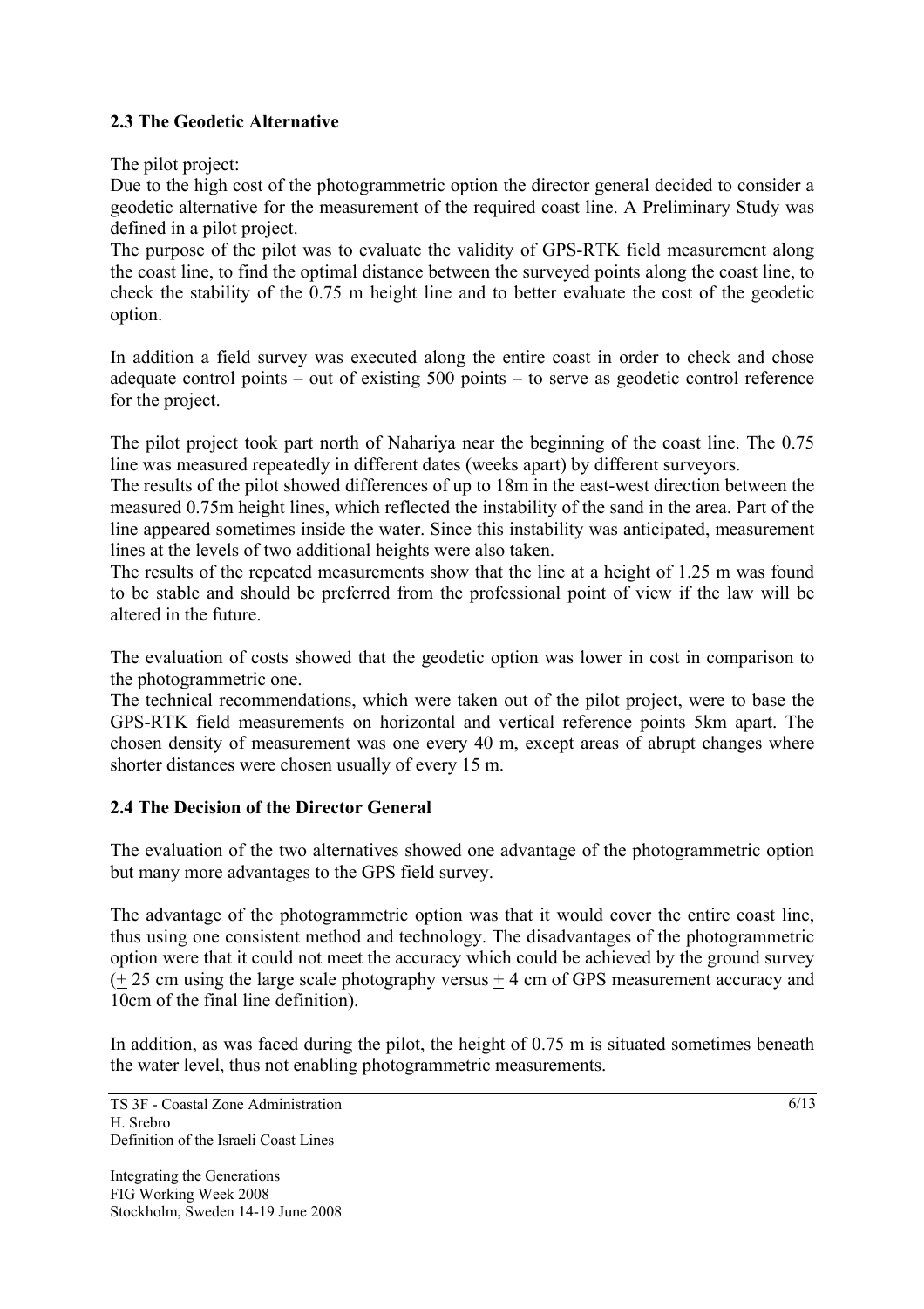## 2.3 The Geodetic Alternative

The pilot project:

Due to the high cost of the photogrammetric option the director general decided to consider a geodetic alternative for the measurement of the required coast line. A Preliminary Study was defined in a pilot project.

The purpose of the pilot was to evaluate the validity of GPS-RTK field measurement along the coast line, to find the optimal distance between the surveyed points along the coast line, to check the stability of the 0.75 m height line and to better evaluate the cost of the geodetic option.

In addition a field survey was executed along the entire coast in order to check and chose adequate control points – out of existing 500 points – to serve as geodetic control reference for the project.

The pilot project took part north of Nahariya near the beginning of the coast line. The 0.75 line was measured repeatedly in different dates (weeks apart) by different surveyors.

The results of the pilot showed differences of up to 18m in the east-west direction between the measured 0.75m height lines, which reflected the instability of the sand in the area. Part of the line appeared sometimes inside the water. Since this instability was anticipated, measurement lines at the levels of two additional heights were also taken.

The results of the repeated measurements show that the line at a height of 1.25 m was found to be stable and should be preferred from the professional point of view if the law will be altered in the future.

The evaluation of costs showed that the geodetic option was lower in cost in comparison to the photogrammetric one.

The technical recommendations, which were taken out of the pilot project, were to base the GPS-RTK field measurements on horizontal and vertical reference points 5km apart. The chosen density of measurement was one every 40 m, except areas of abrupt changes where shorter distances were chosen usually of every 15 m.

## 2.4 The Decision of the Director General

The evaluation of the two alternatives showed one advantage of the photogrammetric option but many more advantages to the GPS field survey.

The advantage of the photogrammetric option was that it would cover the entire coast line, thus using one consistent method and technology. The disadvantages of the photogrammetric option were that it could not meet the accuracy which could be achieved by the ground survey ($\pm$ 25 cm using the large scale photography versus $\pm$ 4 cm of GPS measurement accuracy and 10cm of the final line definition).

In addition, as was faced during the pilot, the height of 0.75 m is situated sometimes beneath the water level, thus not enabling photogrammetric measurements.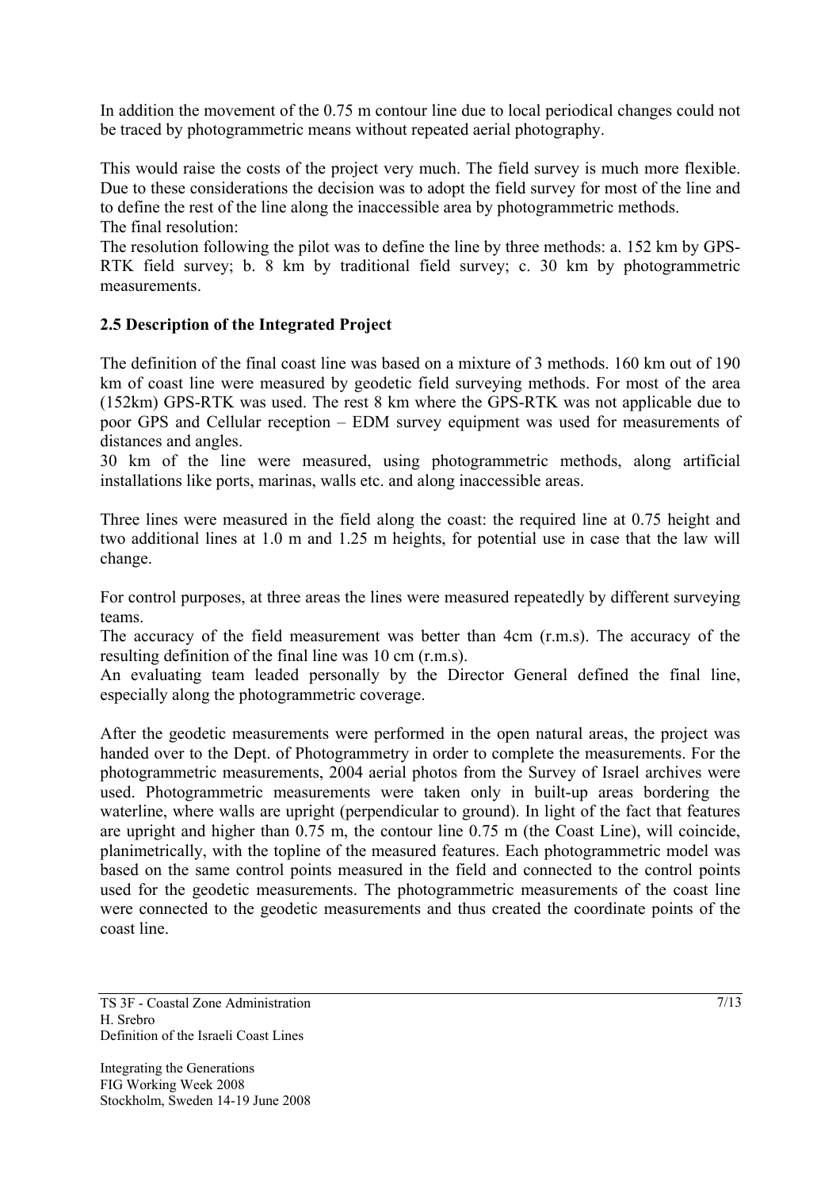In addition the movement of the 0.75 m contour line due to local periodical changes could not be traced by photogrammetric means without repeated aerial photography.

This would raise the costs of the project very much. The field survey is much more flexible. Due to these considerations the decision was to adopt the field survey for most of the line and to define the rest of the line along the inaccessible area by photogrammetric methods.
The final resolution:
The resolution following the pilot was to define the line by three methods: a. 152 km by GPS-RTK field survey; b. 8 km by traditional field survey; c. 30 km by photogrammetric measurements.

### 2.5 Description of the Integrated Project

The definition of the final coast line was based on a mixture of 3 methods. 160 km out of 190 km of coast line were measured by geodetic field surveying methods. For most of the area (152km) GPS-RTK was used. The rest 8 km where the GPS-RTK was not applicable due to poor GPS and Cellular reception – EDM survey equipment was used for measurements of distances and angles.
30 km of the line were measured, using photogrammetric methods, along artificial installations like ports, marinas, walls etc. and along inaccessible areas.

Three lines were measured in the field along the coast: the required line at 0.75 height and two additional lines at 1.0 m and 1.25 m heights, for potential use in case that the law will change.

For control purposes, at three areas the lines were measured repeatedly by different surveying teams.
The accuracy of the field measurement was better than 4cm (r.m.s). The accuracy of the resulting definition of the final line was 10 cm (r.m.s).
An evaluating team leaded personally by the Director General defined the final line, especially along the photogrammetric coverage.

After the geodetic measurements were performed in the open natural areas, the project was handed over to the Dept. of Photogrammetry in order to complete the measurements. For the photogrammetric measurements, 2004 aerial photos from the Survey of Israel archives were used. Photogrammetric measurements were taken only in built-up areas bordering the waterline, where walls are upright (perpendicular to ground). In light of the fact that features are upright and higher than 0.75 m, the contour line 0.75 m (the Coast Line), will coincide, planimetrically, with the topline of the measured features. Each photogrammetric model was based on the same control points measured in the field and connected to the control points used for the geodetic measurements. The photogrammetric measurements of the coast line were connected to the geodetic measurements and thus created the coordinate points of the coast line.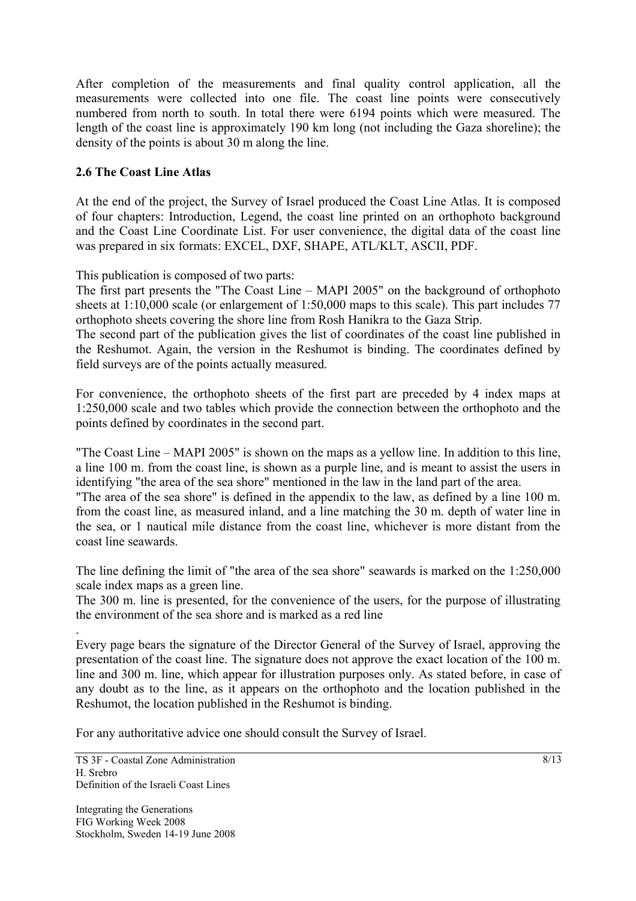After completion of the measurements and final quality control application, all the measurements were collected into one file. The coast line points were consecutively numbered from north to south. In total there were 6194 points which were measured. The length of the coast line is approximately 190 km long (not including the Gaza shoreline); the density of the points is about 30 m along the line.

### 2.6 The Coast Line Atlas

At the end of the project, the Survey of Israel produced the Coast Line Atlas. It is composed of four chapters: Introduction, Legend, the coast line printed on an orthophoto background and the Coast Line Coordinate List. For user convenience, the digital data of the coast line was prepared in six formats: EXCEL, DXF, SHAPE, ATL/KLT, ASCII, PDF.

This publication is composed of two parts:
The first part presents the "The Coast Line – MAPI 2005" on the background of orthophoto sheets at 1:10,000 scale (or enlargement of 1:50,000 maps to this scale). This part includes 77 orthophoto sheets covering the shore line from Rosh Hanikra to the Gaza Strip.
The second part of the publication gives the list of coordinates of the coast line published in the Reshumot. Again, the version in the Reshumot is binding. The coordinates defined by field surveys are of the points actually measured.

For convenience, the orthophoto sheets of the first part are preceded by 4 index maps at 1:250,000 scale and two tables which provide the connection between the orthophoto and the points defined by coordinates in the second part.

"The Coast Line – MAPI 2005" is shown on the maps as a yellow line. In addition to this line, a line 100 m. from the coast line, is shown as a purple line, and is meant to assist the users in identifying "the area of the sea shore" mentioned in the law in the land part of the area.
"The area of the sea shore" is defined in the appendix to the law, as defined by a line 100 m. from the coast line, as measured inland, and a line matching the 30 m. depth of water line in the sea, or 1 nautical mile distance from the coast line, whichever is more distant from the coast line seawards.

The line defining the limit of "the area of the sea shore" seawards is marked on the 1:250,000 scale index maps as a green line.
The 300 m. line is presented, for the convenience of the users, for the purpose of illustrating the environment of the sea shore and is marked as a red line

.
Every page bears the signature of the Director General of the Survey of Israel, approving the presentation of the coast line. The signature does not approve the exact location of the 100 m. line and 300 m. line, which appear for illustration purposes only. As stated before, in case of any doubt as to the line, as it appears on the orthophoto and the location published in the Reshumot, the location published in the Reshumot is binding.

For any authoritative advice one should consult the Survey of Israel.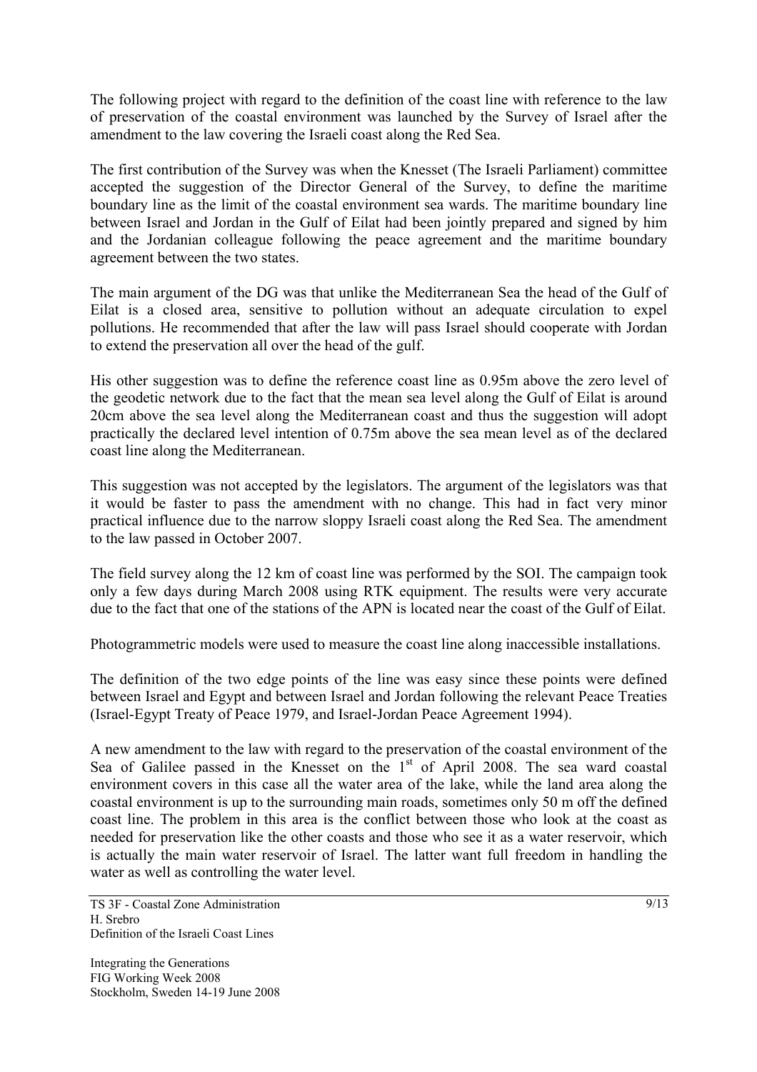The following project with regard to the definition of the coast line with reference to the law of preservation of the coastal environment was launched by the Survey of Israel after the amendment to the law covering the Israeli coast along the Red Sea.

The first contribution of the Survey was when the Knesset (The Israeli Parliament) committee accepted the suggestion of the Director General of the Survey, to define the maritime boundary line as the limit of the coastal environment sea wards. The maritime boundary line between Israel and Jordan in the Gulf of Eilat had been jointly prepared and signed by him and the Jordanian colleague following the peace agreement and the maritime boundary agreement between the two states.

The main argument of the DG was that unlike the Mediterranean Sea the head of the Gulf of Eilat is a closed area, sensitive to pollution without an adequate circulation to expel pollutions. He recommended that after the law will pass Israel should cooperate with Jordan to extend the preservation all over the head of the gulf.

His other suggestion was to define the reference coast line as 0.95m above the zero level of the geodetic network due to the fact that the mean sea level along the Gulf of Eilat is around 20cm above the sea level along the Mediterranean coast and thus the suggestion will adopt practically the declared level intention of 0.75m above the sea mean level as of the declared coast line along the Mediterranean.

This suggestion was not accepted by the legislators. The argument of the legislators was that it would be faster to pass the amendment with no change. This had in fact very minor practical influence due to the narrow sloppy Israeli coast along the Red Sea. The amendment to the law passed in October 2007.

The field survey along the 12 km of coast line was performed by the SOI. The campaign took only a few days during March 2008 using RTK equipment. The results were very accurate due to the fact that one of the stations of the APN is located near the coast of the Gulf of Eilat.

Photogrammetric models were used to measure the coast line along inaccessible installations.

The definition of the two edge points of the line was easy since these points were defined between Israel and Egypt and between Israel and Jordan following the relevant Peace Treaties (Israel-Egypt Treaty of Peace 1979, and Israel-Jordan Peace Agreement 1994).

A new amendment to the law with regard to the preservation of the coastal environment of the Sea of Galilee passed in the Knesset on the 1st of April 2008. The sea ward coastal environment covers in this case all the water area of the lake, while the land area along the coastal environment is up to the surrounding main roads, sometimes only 50 m off the defined coast line. The problem in this area is the conflict between those who look at the coast as needed for preservation like the other coasts and those who see it as a water reservoir, which is actually the main water reservoir of Israel. The latter want full freedom in handling the water as well as controlling the water level.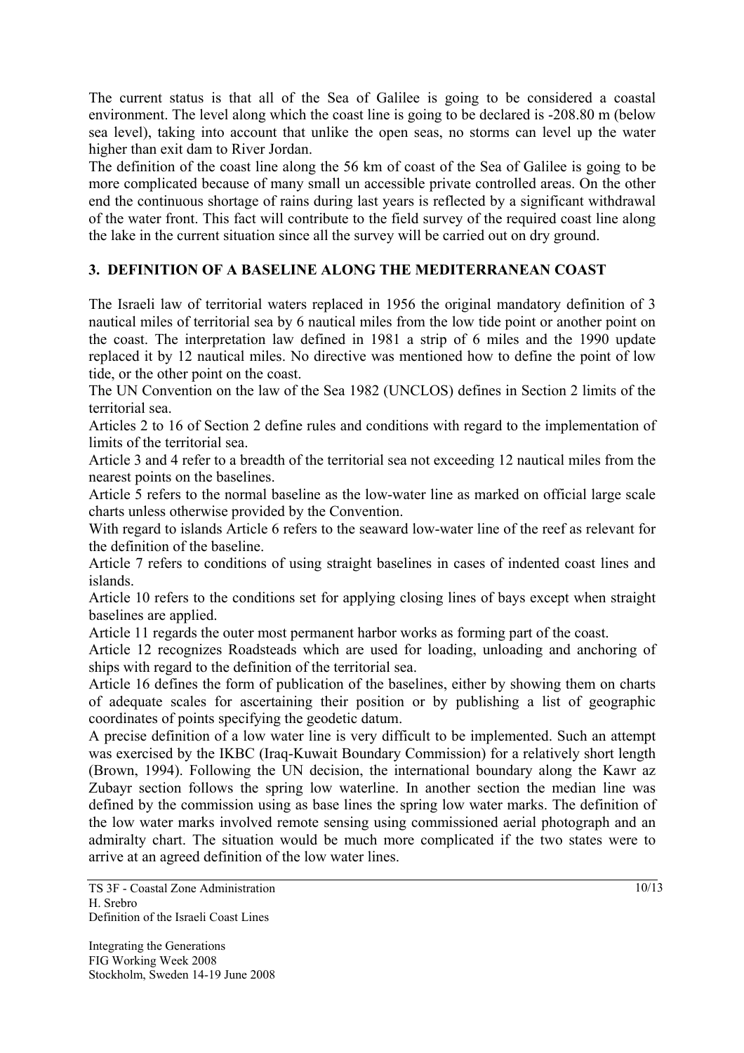The current status is that all of the Sea of Galilee is going to be considered a coastal environment. The level along which the coast line is going to be declared is -208.80 m (below sea level), taking into account that unlike the open seas, no storms can level up the water higher than exit dam to River Jordan.

The definition of the coast line along the 56 km of coast of the Sea of Galilee is going to be more complicated because of many small un accessible private controlled areas. On the other end the continuous shortage of rains during last years is reflected by a significant withdrawal of the water front. This fact will contribute to the field survey of the required coast line along the lake in the current situation since all the survey will be carried out on dry ground.

## 3. DEFINITION OF A BASELINE ALONG THE MEDITERRANEAN COAST

The Israeli law of territorial waters replaced in 1956 the original mandatory definition of 3 nautical miles of territorial sea by 6 nautical miles from the low tide point or another point on the coast. The interpretation law defined in 1981 a strip of 6 miles and the 1990 update replaced it by 12 nautical miles. No directive was mentioned how to define the point of low tide, or the other point on the coast.

The UN Convention on the law of the Sea 1982 (UNCLOS) defines in Section 2 limits of the territorial sea.

Articles 2 to 16 of Section 2 define rules and conditions with regard to the implementation of limits of the territorial sea.

Article 3 and 4 refer to a breadth of the territorial sea not exceeding 12 nautical miles from the nearest points on the baselines.

Article 5 refers to the normal baseline as the low-water line as marked on official large scale charts unless otherwise provided by the Convention.

With regard to islands Article 6 refers to the seaward low-water line of the reef as relevant for the definition of the baseline.

Article 7 refers to conditions of using straight baselines in cases of indented coast lines and islands.

Article 10 refers to the conditions set for applying closing lines of bays except when straight baselines are applied.

Article 11 regards the outer most permanent harbor works as forming part of the coast.

Article 12 recognizes Roadsteads which are used for loading, unloading and anchoring of ships with regard to the definition of the territorial sea.

Article 16 defines the form of publication of the baselines, either by showing them on charts of adequate scales for ascertaining their position or by publishing a list of geographic coordinates of points specifying the geodetic datum.

A precise definition of a low water line is very difficult to be implemented. Such an attempt was exercised by the IKBC (Iraq-Kuwait Boundary Commission) for a relatively short length (Brown, 1994). Following the UN decision, the international boundary along the Kawr az Zubayr section follows the spring low waterline. In another section the median line was defined by the commission using as base lines the spring low water marks. The definition of the low water marks involved remote sensing using commissioned aerial photograph and an admiralty chart. The situation would be much more complicated if the two states were to arrive at an agreed definition of the low water lines.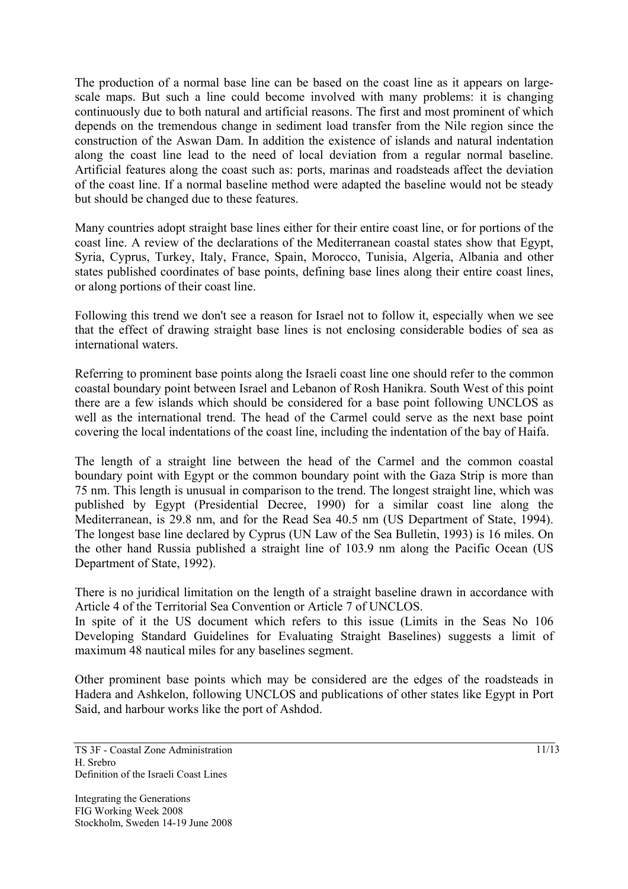The production of a normal base line can be based on the coast line as it appears on large-scale maps. But such a line could become involved with many problems: it is changing continuously due to both natural and artificial reasons. The first and most prominent of which depends on the tremendous change in sediment load transfer from the Nile region since the construction of the Aswan Dam. In addition the existence of islands and natural indentation along the coast line lead to the need of local deviation from a regular normal baseline. Artificial features along the coast such as: ports, marinas and roadsteads affect the deviation of the coast line. If a normal baseline method were adapted the baseline would not be steady but should be changed due to these features.

Many countries adopt straight base lines either for their entire coast line, or for portions of the coast line. A review of the declarations of the Mediterranean coastal states show that Egypt, Syria, Cyprus, Turkey, Italy, France, Spain, Morocco, Tunisia, Algeria, Albania and other states published coordinates of base points, defining base lines along their entire coast lines, or along portions of their coast line.

Following this trend we don't see a reason for Israel not to follow it, especially when we see that the effect of drawing straight base lines is not enclosing considerable bodies of sea as international waters.

Referring to prominent base points along the Israeli coast line one should refer to the common coastal boundary point between Israel and Lebanon of Rosh Hanikra. South West of this point there are a few islands which should be considered for a base point following UNCLOS as well as the international trend. The head of the Carmel could serve as the next base point covering the local indentations of the coast line, including the indentation of the bay of Haifa.

The length of a straight line between the head of the Carmel and the common coastal boundary point with Egypt or the common boundary point with the Gaza Strip is more than 75 nm. This length is unusual in comparison to the trend. The longest straight line, which was published by Egypt (Presidential Decree, 1990) for a similar coast line along the Mediterranean, is 29.8 nm, and for the Read Sea 40.5 nm (US Department of State, 1994). The longest base line declared by Cyprus (UN Law of the Sea Bulletin, 1993) is 16 miles. On the other hand Russia published a straight line of 103.9 nm along the Pacific Ocean (US Department of State, 1992).

There is no juridical limitation on the length of a straight baseline drawn in accordance with Article 4 of the Territorial Sea Convention or Article 7 of UNCLOS.
In spite of it the US document which refers to this issue (Limits in the Seas No 106 Developing Standard Guidelines for Evaluating Straight Baselines) suggests a limit of maximum 48 nautical miles for any baselines segment.

Other prominent base points which may be considered are the edges of the roadsteads in Hadera and Ashkelon, following UNCLOS and publications of other states like Egypt in Port Said, and harbour works like the port of Ashdod.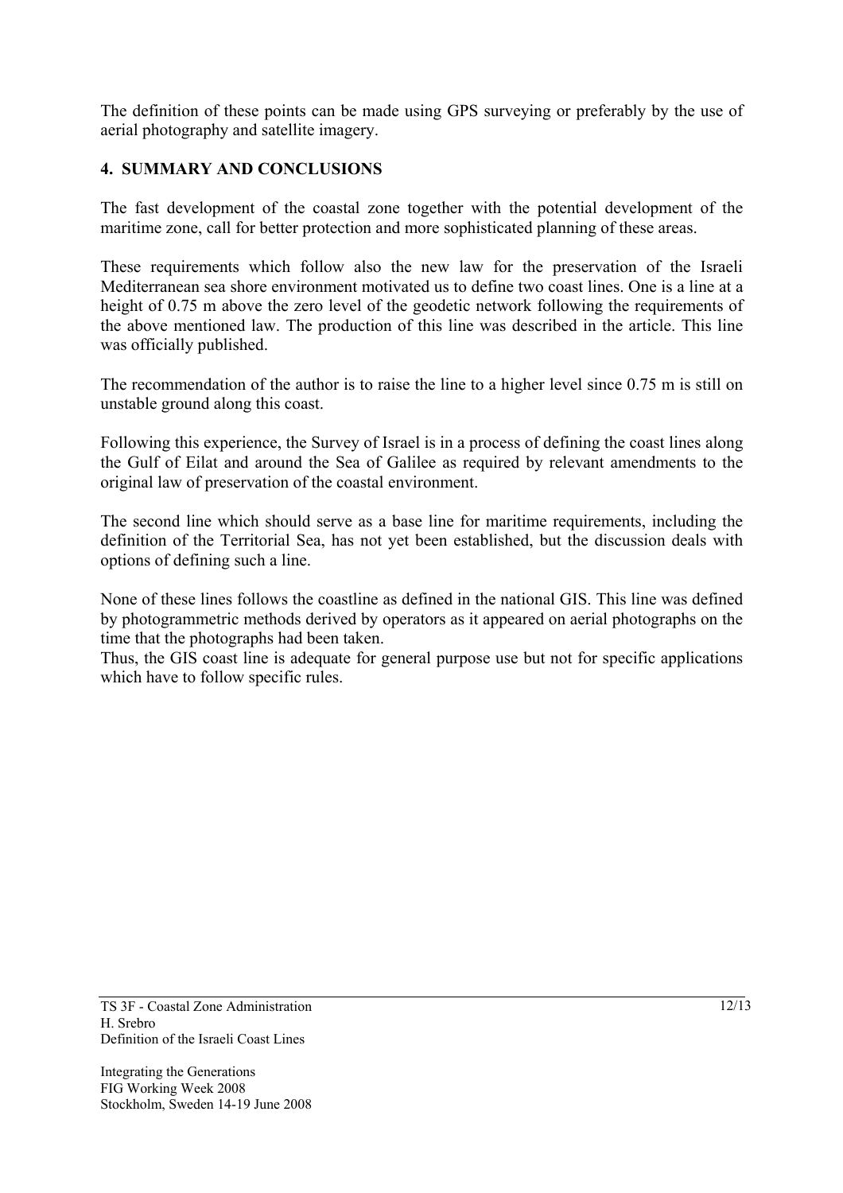The definition of these points can be made using GPS surveying or preferably by the use of aerial photography and satellite imagery.

## 4. SUMMARY AND CONCLUSIONS

The fast development of the coastal zone together with the potential development of the maritime zone, call for better protection and more sophisticated planning of these areas.

These requirements which follow also the new law for the preservation of the Israeli Mediterranean sea shore environment motivated us to define two coast lines. One is a line at a height of 0.75 m above the zero level of the geodetic network following the requirements of the above mentioned law. The production of this line was described in the article. This line was officially published.

The recommendation of the author is to raise the line to a higher level since 0.75 m is still on unstable ground along this coast.

Following this experience, the Survey of Israel is in a process of defining the coast lines along the Gulf of Eilat and around the Sea of Galilee as required by relevant amendments to the original law of preservation of the coastal environment.

The second line which should serve as a base line for maritime requirements, including the definition of the Territorial Sea, has not yet been established, but the discussion deals with options of defining such a line.

None of these lines follows the coastline as defined in the national GIS. This line was defined by photogrammetric methods derived by operators as it appeared on aerial photographs on the time that the photographs had been taken.
Thus, the GIS coast line is adequate for general purpose use but not for specific applications which have to follow specific rules.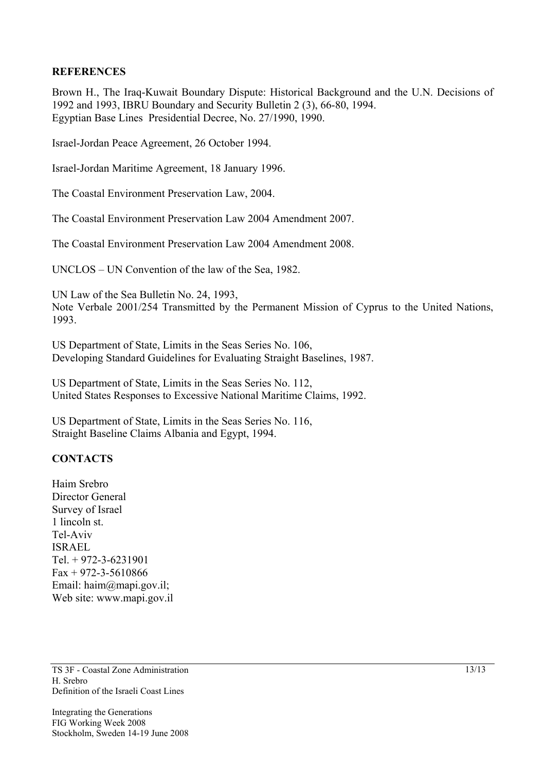## REFERENCES

Brown H., The Iraq-Kuwait Boundary Dispute: Historical Background and the U.N. Decisions of 1992 and 1993, IBRU Boundary and Security Bulletin 2 (3), 66-80, 1994.
Egyptian Base Lines Presidential Decree, No. 27/1990, 1990.

Israel-Jordan Peace Agreement, 26 October 1994.

Israel-Jordan Maritime Agreement, 18 January 1996.

The Coastal Environment Preservation Law, 2004.

The Coastal Environment Preservation Law 2004 Amendment 2007.

The Coastal Environment Preservation Law 2004 Amendment 2008.

UNCLOS – UN Convention of the law of the Sea, 1982.

UN Law of the Sea Bulletin No. 24, 1993,
Note Verbale 2001/254 Transmitted by the Permanent Mission of Cyprus to the United Nations, 1993.

US Department of State, Limits in the Seas Series No. 106,
Developing Standard Guidelines for Evaluating Straight Baselines, 1987.

US Department of State, Limits in the Seas Series No. 112,
United States Responses to Excessive National Maritime Claims, 1992.

US Department of State, Limits in the Seas Series No. 116,
Straight Baseline Claims Albania and Egypt, 1994.

## CONTACTS

Haim Srebro
Director General
Survey of Israel
1 lincoln st.
Tel-Aviv
ISRAEL
Tel. + 972-3-6231901
Fax + 972-3-5610866
Email: haim@mapi.gov.il;
Web site: www.mapi.gov.il